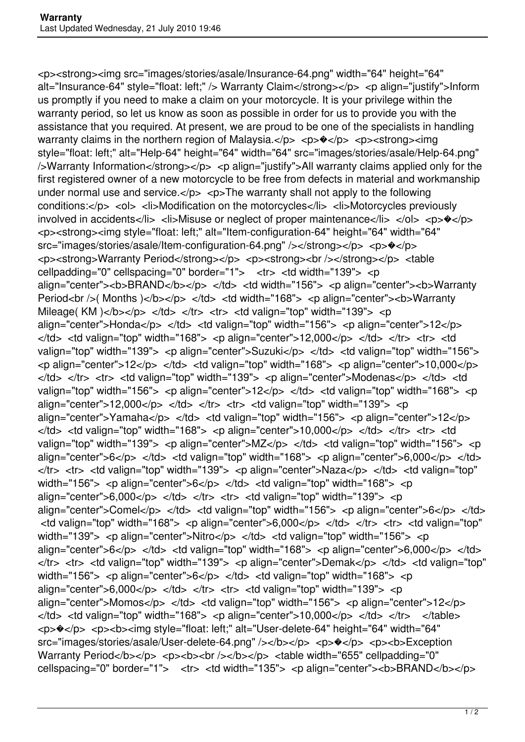<p><strong><img src="images/stories/asale/Insurance-64.png" width="64" height="64" alt="Insurance-64" style="float: left;" /> Warranty Claim</strong></p> <p align="justify">Inform us promptly if you need to make a claim on your motorcycle. It is your privilege within the warranty period, so let us know as soon as possible in order for us to provide you with the assistance that you required. At present, we are proud to be one of the specialists in handling warranty claims in the northern region of Malaysia.</p> <p>�</p> <p><strong><img style="float: left;" alt="Help-64" height="64" width="64" src="images/stories/asale/Help-64.png" />Warranty Information</strong></p> <p align="justify">All warranty claims applied only for the first registered owner of a new motorcycle to be free from defects in material and workmanship under normal use and service.</p> <p>The warranty shall not apply to the following conditions:</p> <ol> <li>Modification on the motorcycles</li> <li>Motorcycles previously involved in accidents</li> <li>Misuse or neglect of proper maintenance</li> </ol> <p>�</p> <p><strong><img style="float: left;" alt="Item-configuration-64" height="64" width="64" src="images/stories/asale/Item-configuration-64.png" /></strong></p> <p>�</p> <p><strong>Warranty Period</strong></p> <p><strong><br /></strong></p> <table cellpadding="0" cellspacing="0" border="1"> <tr> <td width="139"> <p align="center"><b>BRAND</b></p> </td> <td width="156"> <p align="center"><b>Warranty Period<br />( Months )</b></p> </td> <td width="168"> <p align="center"><b>Warranty Mileage( KM )</b></p> </td> </tr> <tr> <td valign="top" width="139"> <p align="center">Honda</p> </td> <td valign="top" width="156"> <p align="center">12</p> </td> <td valign="top" width="168"> <p align="center">12,000</p> </td> </tr> <tr> <td valign="top" width="139"> <p align="center">Suzuki</p> </td> <td valign="top" width="156"> <p align="center">12</p> </td> <td valign="top" width="168"> <p align="center">10,000</p> </td> </tr> <tr> <td valign="top" width="139"> <p align="center">Modenas</p> </td> <td valign="top" width="156"> <p align="center">12</p> </td> <td valign="top" width="168"> <p align="center">12,000</p> </td> </tr> <tr> <td valign="top" width="139"> <p align="center">Yamaha</p> </td> <td valign="top" width="156"> <p align="center">12</p> </td> <td valign="top" width="168"> <p align="center">10,000</p> </td> </tr> <tr> <td valign="top" width="139"> <p align="center">MZ</p> </td> <td valign="top" width="156"> <p align="center">6</p> </td> <td valign="top" width="168"> <p align="center">6,000</p> </td> </tr> <tr> <td valign="top" width="139"> <p align="center">Naza</p> </td> <td valign="top" width="156"> <p align="center">6</p> </td> <td valign="top" width="168"> <p align="center">6,000</p> </td> </tr> <tr> <td valign="top" width="139"> <p align="center">Comel</p> </td> <td valign="top" width="156"> <p align="center">6</p> </td> <td valign="top" width="168"> <p align="center">6,000</p> </td> </tr> <tr> <td valign="top" width="139"> <p align="center">Nitro</p> </td> <td valign="top" width="156"> <p align="center">6</p> </td> <td valign="top" width="168"> <p align="center">6,000</p> </td> </tr> <tr> <td valign="top" width="139"> <p align="center">Demak</p> </td> <td valign="top" width="156"> <p align="center">6</p> </td> <td valign="top" width="168"> <p align="center">6,000</p> </td> </tr> <tr> <td valign="top" width="139"> <p align="center">Momos</p> </td> <td valign="top" width="156"> <p align="center">12</p> </td> <td valign="top" width="168"> <p align="center">10,000</p> </td> </tr> </table> <p>�</p> <p><b><img style="float: left;" alt="User-delete-64" height="64" width="64" src="images/stories/asale/User-delete-64.png" /></b></p> <p>�</p> <p><b>Exception Warranty Period</b></p> <p><b><br /></b></p> <table width="655" cellpadding="0" cellspacing="0" border="1"> <tr> <td width="135"> <p align="center"><b>BRAND</b></p>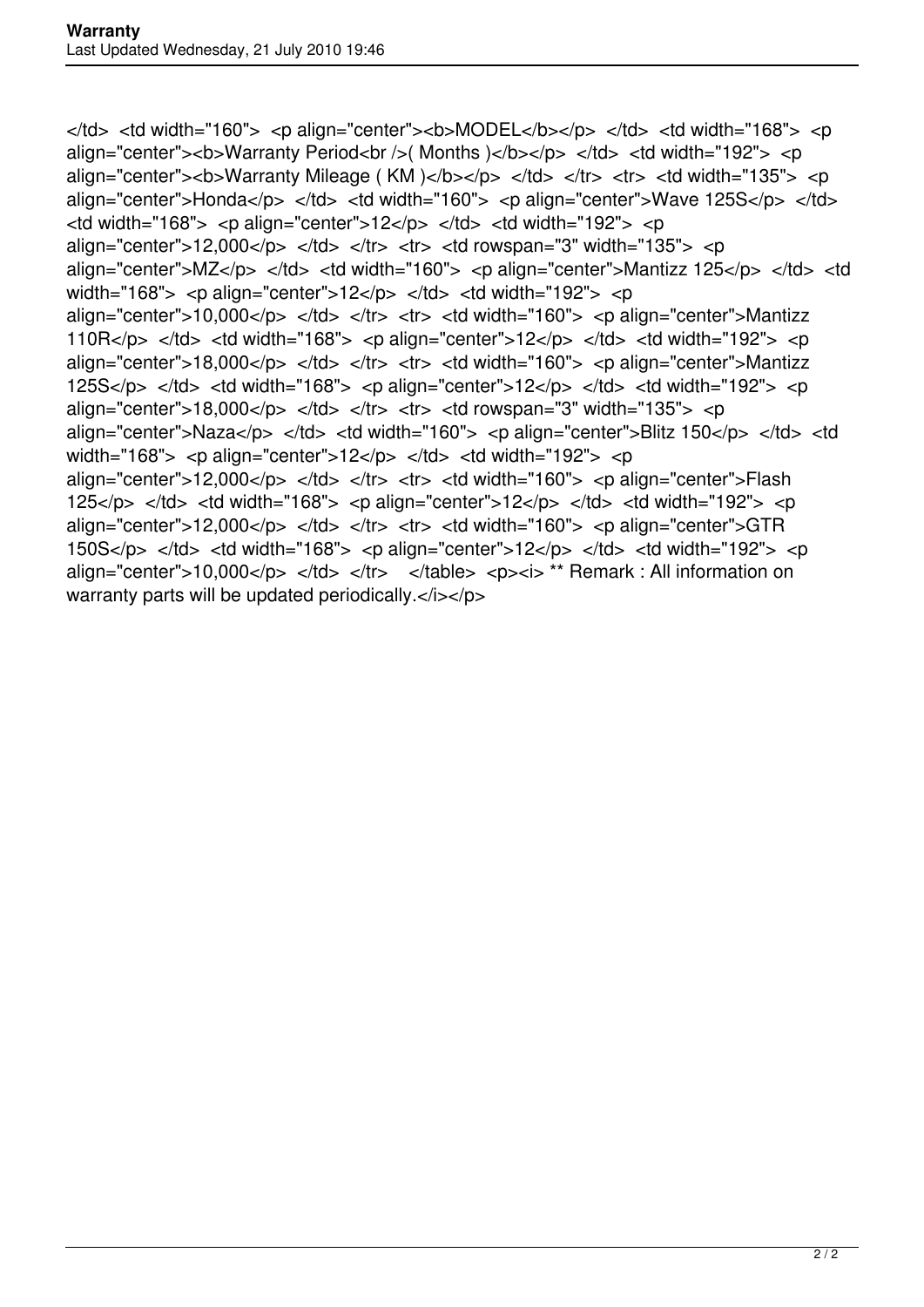</td> <td width="160"> <p align="center"><b>MODEL</b></p> </td> <td width="168"> <p align="center"><b>Warranty Period<br />( Months )</b></p> </td> <td width="192"> <p align="center"><b>Warranty Mileage ( KM )</b></p> </td> </tr> <tr> <td width="135"> <p align="center">Honda</p> </td> <td width="160"> <p align="center">Wave 125S</p> </td> <td width="168"> <p align="center">12</p> </td> <td width="192"> <p align="center">12,000</p> </td> </tr> <tr> <td rowspan="3" width="135"> <p align="center">MZ</p> </td> <td width="160"> <p align="center">Mantizz 125</p> </td> <td width="168"> <p align="center">12</p> </td> <td width="192"> <p align="center">10,000</p> </td> </tr> <tr> <td width="160"> <p align="center">Mantizz 110R</p> </td> <td width="168"> <p align="center">12</p> </td> <td width="192"> <p align="center">18,000</p> </td> </tr> <tr> <td width="160"> <p align="center">Mantizz 125S</p> </td> <td width="168"> <p align="center">12</p> </td> <td width="192"> <p align="center">18,000</p> </td> </tr> <tr> <td rowspan="3" width="135"> <p align="center">Naza</p> </td> <td width="160"> <p align="center">Blitz 150</p> </td> <td width="168"> <p align="center">12</p> </td> <td width="192"> <p align="center">12,000</p> </td> </tr> <tr> <td width="160"> <p align="center">Flash 125</p> </td> <td width="168"> <p align="center">12</p> </td> <td width="192"> <p align="center">12,000</p> </td> </tr> <tr> <td width="160"> <p align="center">GTR 150S</p> </td> <td width="168"> <p align="center">12</p> </td> <td width="192"> <p align="center">10,000</p> </td> </tr> </table> <p><i> ** Remark : All information on warranty parts will be updated periodically.</i></p>